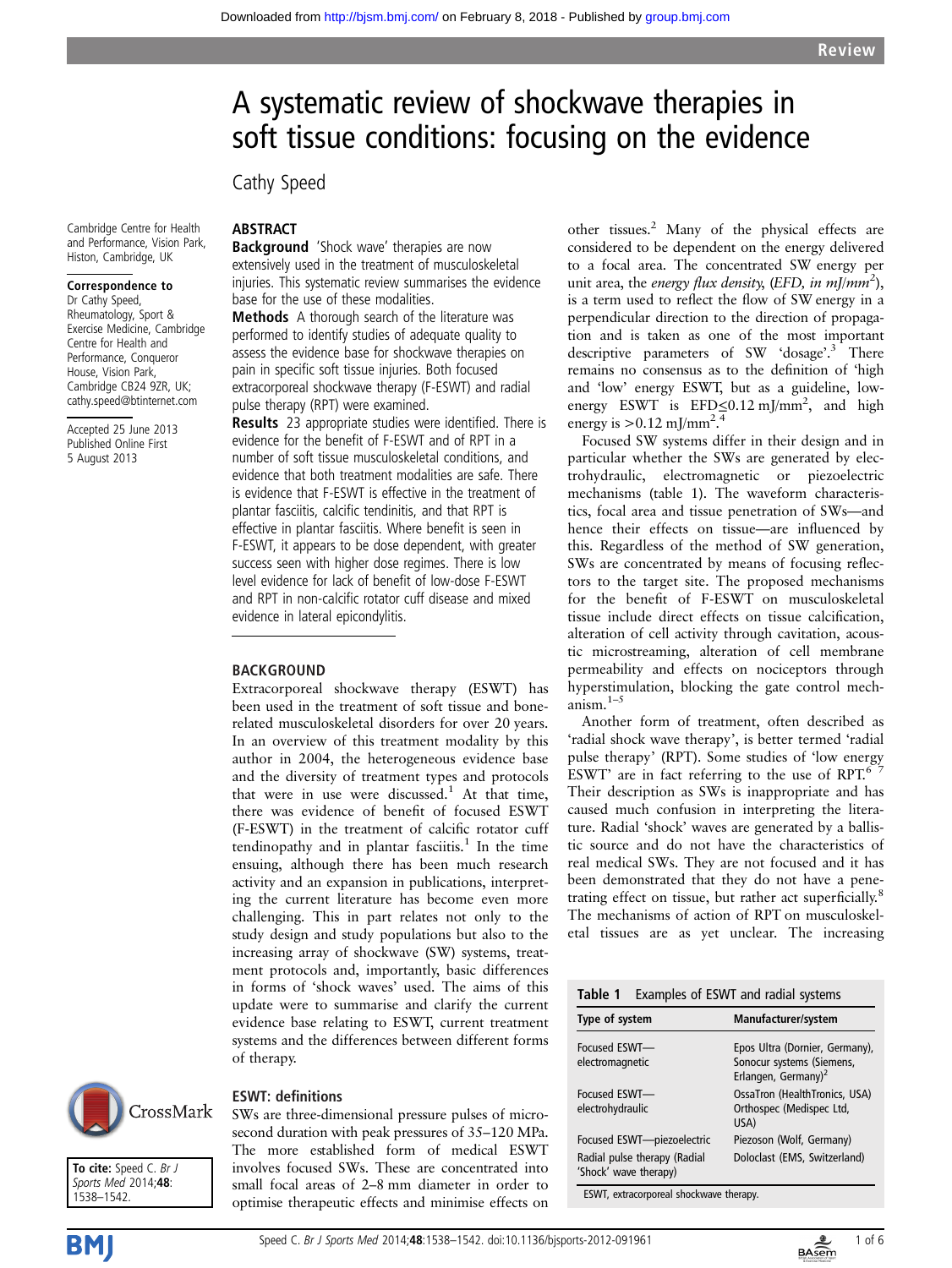Review

# A systematic review of shockwave therapies in soft tissue conditions: focusing on the evidence

Cathy Speed

Cambridge Centre for Health and Performance, Vision Park, Histon, Cambridge, UK

**Correspondence to**
Dr Cathy Speed, Rheumatology, Sport & Exercise Medicine, Cambridge Centre for Health and Performance, Conqueror House, Vision Park, Cambridge CB24 9ZR, UK; cathy.speed@btinternet.com

Accepted 25 June 2013
Published Online First 5 August 2013

To cite: Speed C. *Br J Sports Med* 2014;**48**:1538–1542.

## ABSTRACT

**Background** 'Shock wave' therapies are now extensively used in the treatment of musculoskeletal injuries. This systematic review summarises the evidence base for the use of these modalities.

**Methods** A thorough search of the literature was performed to identify studies of adequate quality to assess the evidence base for shockwave therapies on pain in specific soft tissue injuries. Both focused extracorporeal shockwave therapy (F-ESWT) and radial pulse therapy (RPT) were examined.

**Results** 23 appropriate studies were identified. There is evidence for the benefit of F-ESWT and of RPT in a number of soft tissue musculoskeletal conditions, and evidence that both treatment modalities are safe. There is evidence that F-ESWT is effective in the treatment of plantar fasciitis, calcific tendinitis, and that RPT is effective in plantar fasciitis. Where benefit is seen in F-ESWT, it appears to be dose dependent, with greater success seen with higher dose regimes. There is low level evidence for lack of benefit of low-dose F-ESWT and RPT in non-calcific rotator cuff disease and mixed evidence in lateral epicondylitis.

## BACKGROUND

Extracorporeal shockwave therapy (ESWT) has been used in the treatment of soft tissue and bone-related musculoskeletal disorders for over 20 years. In an overview of this treatment modality by this author in 2004, the heterogeneous evidence base and the diversity of treatment types and protocols that were in use were discussed.[1] At that time, there was evidence of benefit of focused ESWT (F-ESWT) in the treatment of calcific rotator cuff tendinopathy and in plantar fasciitis.[1] In the time ensuing, although there has been much research activity and an expansion in publications, interpreting the current literature has become even more challenging. This in part relates not only to the study design and study populations but also to the increasing array of shockwave (SW) systems, treatment protocols and, importantly, basic differences in forms of 'shock waves' used. The aims of this update were to summarise and clarify the current evidence base relating to ESWT, current treatment systems and the differences between different forms of therapy.

## ESWT: definitions

SWs are three-dimensional pressure pulses of microsecond duration with peak pressures of 35–120 MPa. The more established form of medical ESWT involves focused SWs. These are concentrated into small focal areas of 2–8 mm diameter in order to optimise therapeutic effects and minimise effects on other tissues.[2] Many of the physical effects are considered to be dependent on the energy delivered to a focal area. The concentrated SW energy per unit area, the *energy flux density*, (*EFD, in mJ/mm²*), is a term used to reflect the flow of SW energy in a perpendicular direction to the direction of propagation and is taken as one of the most important descriptive parameters of SW 'dosage'.[3] There remains no consensus as to the definition of 'high and 'low' energy ESWT, but as a guideline, low-energy ESWT is EFD≤0.12 mJ/mm², and high energy is >0.12 mJ/mm².[4]

Focused SW systems differ in their design and in particular whether the SWs are generated by electrohydraulic, electromagnetic or piezoelectric mechanisms (table 1). The waveform characteristics, focal area and tissue penetration of SWs—and hence their effects on tissue—are influenced by this. Regardless of the method of SW generation, SWs are concentrated by means of focusing reflectors to the target site. The proposed mechanisms for the benefit of F-ESWT on musculoskeletal tissue include direct effects on tissue calcification, alteration of cell activity through cavitation, acoustic microstreaming, alteration of cell membrane permeability and effects on nociceptors through hyperstimulation, blocking the gate control mechanism.[1–5]

Another form of treatment, often described as 'radial shock wave therapy', is better termed 'radial pulse therapy' (RPT). Some studies of 'low energy ESWT' are in fact referring to the use of RPT.[6,7] Their description as SWs is inappropriate and has caused much confusion in interpreting the literature. Radial 'shock' waves are generated by a ballistic source and do not have the characteristics of real medical SWs. They are not focused and it has been demonstrated that they do not have a penetrating effect on tissue, but rather act superficially.[8] The mechanisms of action of RPT on musculoskeletal tissues are as yet unclear. The increasing

**Table 1** Examples of ESWT and radial systems

| Type of system | Manufacturer/system |
|---|---|
| Focused ESWT—electromagnetic | Epos Ultra (Dornier, Germany), Sonocur systems (Siemens, Erlangen, Germany)[2] |
| Focused ESWT—electrohydraulic | OssaTron (HealthTronics, USA) Orthospec (Medispec Ltd, USA) |
| Focused ESWT—piezoelectric | Piezoson (Wolf, Germany) |
| Radial pulse therapy (Radial 'Shock' wave therapy) | Doloclast (EMS, Switzerland) |

ESWT, extracorporeal shockwave therapy.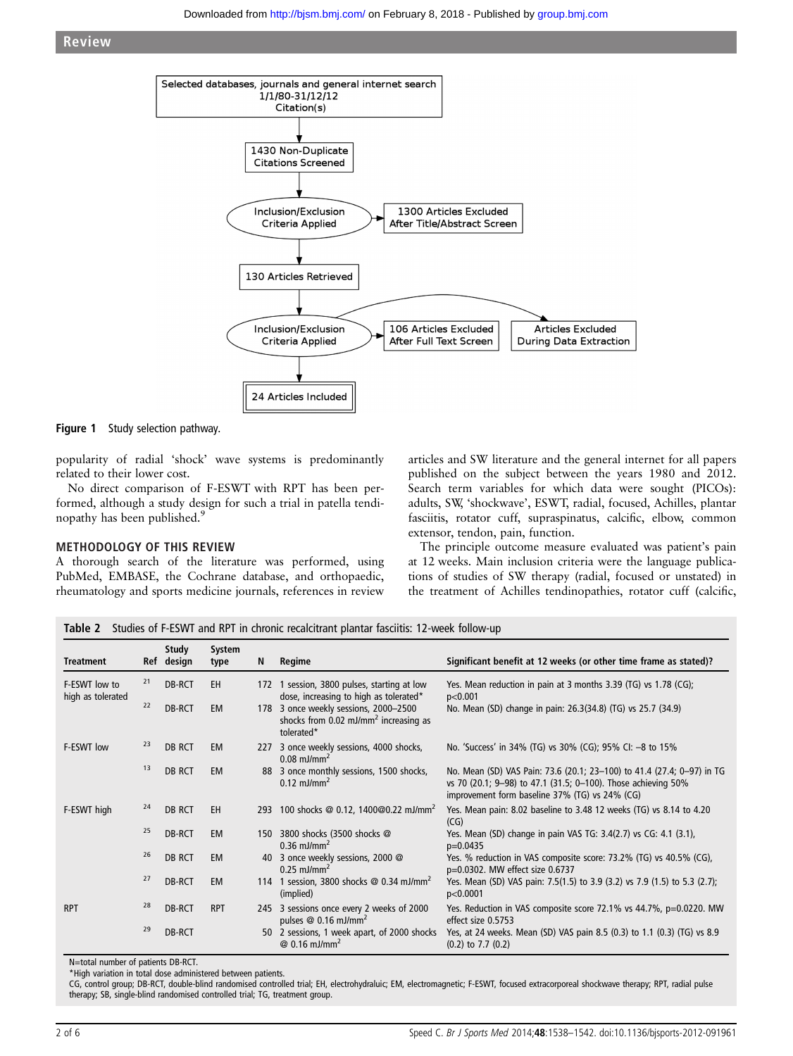## Review

Selected databases, journals and general internet search 1/1/80-31/12/12 Citation(s)

1430 Non-Duplicate Citations Screened

Inclusion/Exclusion Criteria Applied → 1300 Articles Excluded After Title/Abstract Screen

130 Articles Retrieved

Inclusion/Exclusion Criteria Applied → 106 Articles Excluded After Full Text Screen; Articles Excluded During Data Extraction

24 Articles Included

**Figure 1** Study selection pathway.

popularity of radial 'shock' wave systems is predominantly related to their lower cost.

No direct comparison of F-ESWT with RPT has been performed, although a study design for such a trial in patella tendinopathy has been published.[9]

### METHODOLOGY OF THIS REVIEW

A thorough search of the literature was performed, using PubMed, EMBASE, the Cochrane database, and orthopaedic, rheumatology and sports medicine journals, references in review articles and SW literature and the general internet for all papers published on the subject between the years 1980 and 2012. Search term variables for which data were sought (PICOs): adults, SW, 'shockwave', ESWT, radial, focused, Achilles, plantar fasciitis, rotator cuff, supraspinatus, calcific, elbow, common extensor, tendon, pain, function.

The principle outcome measure evaluated was patient's pain at 12 weeks. Main inclusion criteria were the language publications of studies of SW therapy (radial, focused or unstated) in the treatment of Achilles tendinopathies, rotator cuff (calcific,

**Table 2** Studies of F-ESWT and RPT in chronic recalcitrant plantar fasciitis: 12-week follow-up

| Treatment | Ref | Study design | System type | N | Regime | Significant benefit at 12 weeks (or other time frame as stated)? |
|---|---|---|---|---|---|---|
| F-ESWT low to high as tolerated | 21 | DB-RCT | EH | 172 | 1 session, 3800 pulses, starting at low dose, increasing to high as tolerated* | Yes. Mean reduction in pain at 3 months 3.39 (TG) vs 1.78 (CG); p<0.001 |
| | 22 | DB-RCT | EM | 178 | 3 once weekly sessions, 2000–2500 shocks from 0.02 mJ/mm$^2$ increasing as tolerated* | No. Mean (SD) change in pain: 26.3(34.8) (TG) vs 25.7 (34.9) |
| F-ESWT low | 23 | DB RCT | EM | 227 | 3 once weekly sessions, 4000 shocks, 0.08 mJ/mm$^2$ | No. 'Success' in 34% (TG) vs 30% (CG); 95% CI: −8 to 15% |
| | 13 | DB RCT | EM | 88 | 3 once monthly sessions, 1500 shocks, 0.12 mJ/mm$^2$ | No. Mean (SD) VAS Pain: 73.6 (20.1; 23–100) to 41.4 (27.4; 0–97) in TG vs 70 (20.1; 9–98) to 47.1 (31.5; 0–100). Those achieving 50% improvement form baseline 37% (TG) vs 24% (CG) |
| F-ESWT high | 24 | DB RCT | EH | 293 | 100 shocks @ 0.12, 1400@0.22 mJ/mm$^2$ | Yes. Mean pain: 8.02 baseline to 3.48 12 weeks (TG) vs 8.14 to 4.20 (CG) |
| | 25 | DB-RCT | EM | 150 | 3800 shocks (3500 shocks @ 0.36 mJ/mm$^2$ | Yes. Mean (SD) change in pain VAS TG: 3.4(2.7) vs CG: 4.1 (3.1), p=0.0435 |
| | 26 | DB RCT | EM | 40 | 3 once weekly sessions, 2000 @ 0.25 mJ/mm$^2$ | Yes. % reduction in VAS composite score: 73.2% (TG) vs 40.5% (CG), p=0.0302. MW effect size 0.6737 |
| | 27 | DB-RCT | EM | 114 | 1 session, 3800 shocks @ 0.34 mJ/mm$^2$ (implied) | Yes. Mean (SD) VAS pain: 7.5(1.5) to 3.9 (3.2) vs 7.9 (1.5) to 5.3 (2.7); p<0.0001 |
| RPT | 28 | DB-RCT | RPT | 245 | 3 sessions once every 2 weeks of 2000 pulses @ 0.16 mJ/mm$^2$ | Yes. Reduction in VAS composite score 72.1% vs 44.7%, p=0.0220. MW effect size 0.5753 |
| | 29 | DB-RCT | | 50 | 2 sessions, 1 week apart, of 2000 shocks @ 0.16 mJ/mm$^2$ | Yes, at 24 weeks. Mean (SD) VAS pain 8.5 (0.3) to 1.1 (0.3) (TG) vs 8.9 (0.2) to 7.7 (0.2) |

N=total number of patients DB-RCT.
*High variation in total dose administered between patients.
CG, control group; DB-RCT, double-blind randomised controlled trial; EH, electrohydraluic; EM, electromagnetic; F-ESWT, focused extracorporeal shockwave therapy; RPT, radial pulse therapy; SB, single-blind randomised controlled trial; TG, treatment group.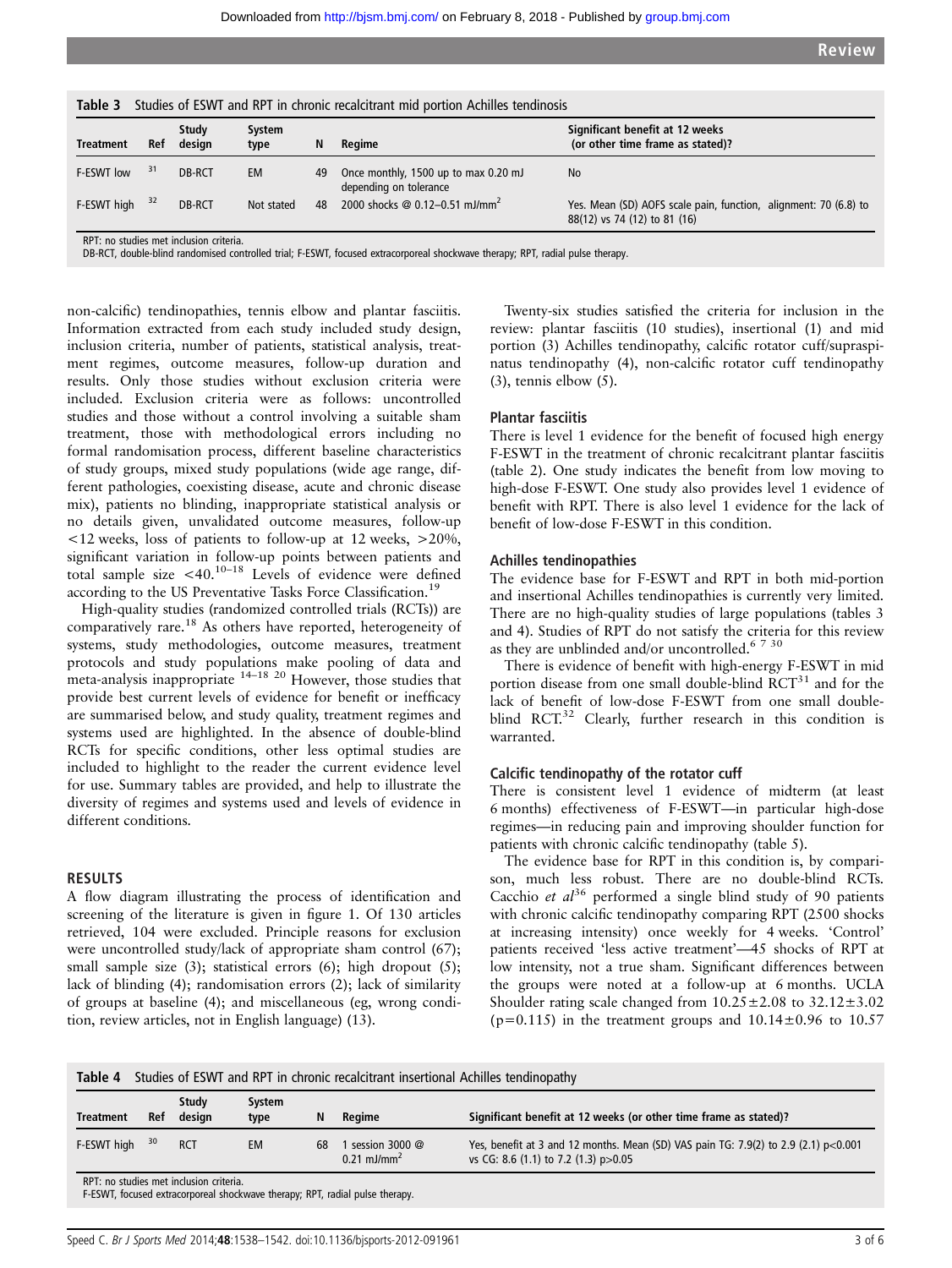**Table 3** Studies of ESWT and RPT in chronic recalcitrant mid portion Achilles tendinosis

| Treatment | Ref | Study design | System type | N | Regime | Significant benefit at 12 weeks (or other time frame as stated)? |
|---|---|---|---|---|---|---|
| F-ESWT low | 31 | DB-RCT | EM | 49 | Once monthly, 1500 up to max 0.20 mJ depending on tolerance | No |
| F-ESWT high | 32 | DB-RCT | Not stated | 48 | 2000 shocks @ 0.12–0.51 mJ/mm$^2$ | Yes. Mean (SD) AOFS scale pain, function, alignment: 70 (6.8) to 88(12) vs 74 (12) to 81 (16) |

RPT: no studies met inclusion criteria.
DB-RCT, double-blind randomised controlled trial; F-ESWT, focused extracorporeal shockwave therapy; RPT, radial pulse therapy.

non-calcific) tendinopathies, tennis elbow and plantar fasciitis. Information extracted from each study included study design, inclusion criteria, number of patients, statistical analysis, treatment regimes, outcome measures, follow-up duration and results. Only those studies without exclusion criteria were included. Exclusion criteria were as follows: uncontrolled studies and those without a control involving a suitable sham treatment, those with methodological errors including no formal randomisation process, different baseline characteristics of study groups, mixed study populations (wide age range, different pathologies, coexisting disease, acute and chronic disease mix), patients no blinding, inappropriate statistical analysis or no details given, unvalidated outcome measures, follow-up <12 weeks, loss of patients to follow-up at 12 weeks, >20%, significant variation in follow-up points between patients and total sample size <40.[10–18] Levels of evidence were defined according to the US Preventative Tasks Force Classification.[19]

High-quality studies (randomized controlled trials (RCTs)) are comparatively rare.[18] As others have reported, heterogeneity of systems, study methodologies, outcome measures, treatment protocols and study populations make pooling of data and meta-analysis inappropriate [14–18 20] However, those studies that provide best current levels of evidence for benefit or inefficacy are summarised below, and study quality, treatment regimes and systems used are highlighted. In the absence of double-blind RCTs for specific conditions, other less optimal studies are included to highlight to the reader the current evidence level for use. Summary tables are provided, and help to illustrate the diversity of regimes and systems used and levels of evidence in different conditions.

## RESULTS

A flow diagram illustrating the process of identification and screening of the literature is given in figure 1. Of 130 articles retrieved, 104 were excluded. Principle reasons for exclusion were uncontrolled study/lack of appropriate sham control (67); small sample size (3); statistical errors (6); high dropout (5); lack of blinding (4); randomisation errors (2); lack of similarity of groups at baseline (4); and miscellaneous (eg, wrong condition, review articles, not in English language) (13).

Twenty-six studies satisfied the criteria for inclusion in the review: plantar fasciitis (10 studies), insertional (1) and mid portion (3) Achilles tendinopathy, calcific rotator cuff/supraspinatus tendinopathy (4), non-calcific rotator cuff tendinopathy (3), tennis elbow (5).

### Plantar fasciitis

There is level 1 evidence for the benefit of focused high energy F-ESWT in the treatment of chronic recalcitrant plantar fasciitis (table 2). One study indicates the benefit from low moving to high-dose F-ESWT. One study also provides level 1 evidence of benefit with RPT. There is also level 1 evidence for the lack of benefit of low-dose F-ESWT in this condition.

### Achilles tendinopathies

The evidence base for F-ESWT and RPT in both mid-portion and insertional Achilles tendinopathies is currently very limited. There are no high-quality studies of large populations (tables 3 and 4). Studies of RPT do not satisfy the criteria for this review as they are unblinded and/or uncontrolled.[6 7 30]

There is evidence of benefit with high-energy F-ESWT in mid portion disease from one small double-blind RCT[31] and for the lack of benefit of low-dose F-ESWT from one small double-blind RCT.[32] Clearly, further research in this condition is warranted.

### Calcific tendinopathy of the rotator cuff

There is consistent level 1 evidence of midterm (at least 6 months) effectiveness of F-ESWT—in particular high-dose regimes—in reducing pain and improving shoulder function for patients with chronic calcific tendinopathy (table 5).

The evidence base for RPT in this condition is, by comparison, much less robust. There are no double-blind RCTs. Cacchio *et al*[36] performed a single blind study of 90 patients with chronic calcific tendinopathy comparing RPT (2500 shocks at increasing intensity) once weekly for 4 weeks. 'Control' patients received 'less active treatment'—45 shocks of RPT at low intensity, not a true sham. Significant differences between the groups were noted at a follow-up at 6 months. UCLA Shoulder rating scale changed from 10.25±2.08 to 32.12±3.02 ($p=0.115$) in the treatment groups and 10.14±0.96 to 10.57

**Table 4** Studies of ESWT and RPT in chronic recalcitrant insertional Achilles tendinopathy

| Treatment | Ref | Study design | System type | N | Regime | Significant benefit at 12 weeks (or other time frame as stated)? |
|---|---|---|---|---|---|---|
| F-ESWT high | 30 | RCT | EM | 68 | 1 session 3000 @ 0.21 mJ/mm$^2$ | Yes, benefit at 3 and 12 months. Mean (SD) VAS pain TG: 7.9(2) to 2.9 (2.1) $p<0.001$ vs CG: 8.6 (1.1) to 7.2 (1.3) $p>0.05$ |

RPT: no studies met inclusion criteria.
F-ESWT, focused extracorporeal shockwave therapy; RPT, radial pulse therapy.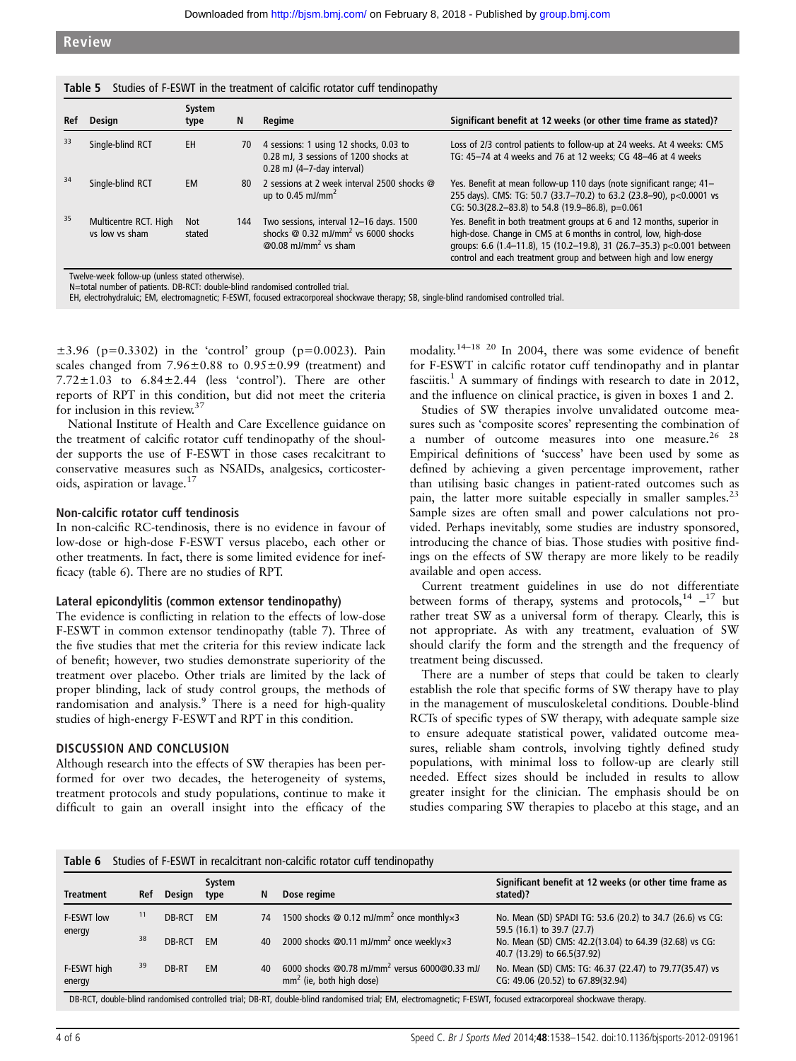Table 5 Studies of F-ESWT in the treatment of calcific rotator cuff tendinopathy

| Ref | Design | System type | N | Regime | Significant benefit at 12 weeks (or other time frame as stated)? |
|---|---|---|---|---|---|
| 33 | Single-blind RCT | EH | 70 | 4 sessions: 1 using 12 shocks, 0.03 to 0.28 mJ, 3 sessions of 1200 shocks at 0.28 mJ (4–7-day interval) | Loss of 2/3 control patients to follow-up at 24 weeks. At 4 weeks: CMS TG: 45–74 at 4 weeks and 76 at 12 weeks; CG 48–46 at 4 weeks |
| 34 | Single-blind RCT | EM | 80 | 2 sessions at 2 week interval 2500 shocks @ up to 0.45 mJ/mm² | Yes. Benefit at mean follow-up 110 days (note significant range; 41–255 days). CMS: TG: 50.7 (33.7–70.2) to 63.2 (23.8–90), p<0.0001 vs CG: 50.3(28.2–83.8) to 54.8 (19.9–86.8), p=0.061 |
| 35 | Multicentre RCT. High vs low vs sham | Not stated | 144 | Two sessions, interval 12–16 days. 1500 shocks @ 0.32 mJ/mm² vs 6000 shocks @0.08 mJ/mm² vs sham | Yes. Benefit in both treatment groups at 6 and 12 months, superior in high-dose. Change in CMS at 6 months in control, low, high-dose groups: 6.6 (1.4–11.8), 15 (10.2–19.8), 31 (26.7–35.3) p<0.001 between control and each treatment group and between high and low energy |

Twelve-week follow-up (unless stated otherwise).
N=total number of patients. DB-RCT: double-blind randomised controlled trial.
EH, electrohydraluic; EM, electromagnetic; F-ESWT, focused extracorporeal shockwave therapy; SB, single-blind randomised controlled trial.

±3.96 (p=0.3302) in the 'control' group (p=0.0023). Pain scales changed from 7.96±0.88 to 0.95±0.99 (treatment) and 7.72±1.03 to 6.84±2.44 (less 'control'). There are other reports of RPT in this condition, but did not meet the criteria for inclusion in this review.[37]

National Institute of Health and Care Excellence guidance on the treatment of calcific rotator cuff tendinopathy of the shoulder supports the use of F-ESWT in those cases recalcitrant to conservative measures such as NSAIDs, analgesics, corticosteroids, aspiration or lavage.[17]

### Non-calcific rotator cuff tendinosis

In non-calcific RC-tendinosis, there is no evidence in favour of low-dose or high-dose F-ESWT versus placebo, each other or other treatments. In fact, there is some limited evidence for inefficacy (table 6). There are no studies of RPT.

### Lateral epicondylitis (common extensor tendinopathy)

The evidence is conflicting in relation to the effects of low-dose F-ESWT in common extensor tendinopathy (table 7). Three of the five studies that met the criteria for this review indicate lack of benefit; however, two studies demonstrate superiority of the treatment over placebo. Other trials are limited by the lack of proper blinding, lack of study control groups, the methods of randomisation and analysis.[9] There is a need for high-quality studies of high-energy F-ESWT and RPT in this condition.

## DISCUSSION AND CONCLUSION

Although research into the effects of SW therapies has been performed for over two decades, the heterogeneity of systems, treatment protocols and study populations, continue to make it difficult to gain an overall insight into the efficacy of the modality.[14–18 20] In 2004, there was some evidence of benefit for F-ESWT in calcific rotator cuff tendinopathy and in plantar fasciitis.[1] A summary of findings with research to date in 2012, and the influence on clinical practice, is given in boxes 1 and 2.

Studies of SW therapies involve unvalidated outcome measures such as 'composite scores' representing the combination of a number of outcome measures into one measure.[26 28] Empirical definitions of 'success' have been used by some as defined by achieving a given percentage improvement, rather than utilising basic changes in patient-rated outcomes such as pain, the latter more suitable especially in smaller samples.[23] Sample sizes are often small and power calculations not provided. Perhaps inevitably, some studies are industry sponsored, introducing the chance of bias. Those studies with positive findings on the effects of SW therapy are more likely to be readily available and open access.

Current treatment guidelines in use do not differentiate between forms of therapy, systems and protocols,[14–17] but rather treat SW as a universal form of therapy. Clearly, this is not appropriate. As with any treatment, evaluation of SW should clarify the form and the strength and the frequency of treatment being discussed.

There are a number of steps that could be taken to clearly establish the role that specific forms of SW therapy have to play in the management of musculoskeletal conditions. Double-blind RCTs of specific types of SW therapy, with adequate sample size to ensure adequate statistical power, validated outcome measures, reliable sham controls, involving tightly defined study populations, with minimal loss to follow-up are clearly still needed. Effect sizes should be included in results to allow greater insight for the clinician. The emphasis should be on studies comparing SW therapies to placebo at this stage, and an

Table 6 Studies of F-ESWT in recalcitrant non-calcific rotator cuff tendinopathy

| Treatment | Ref | Design | System type | N | Dose regime | Significant benefit at 12 weeks (or other time frame as stated)? |
|---|---|---|---|---|---|---|
| F-ESWT low energy | 11 | DB-RCT | EM | 74 | 1500 shocks @ 0.12 mJ/mm² once monthly×3 | No. Mean (SD) SPADI TG: 53.6 (20.2) to 34.7 (26.6) vs CG: 59.5 (16.1) to 39.7 (27.7) |
| | 38 | DB-RCT | EM | 40 | 2000 shocks @0.11 mJ/mm² once weekly×3 | No. Mean (SD) CMS: 42.2(13.04) to 64.39 (32.68) vs CG: 40.7 (13.29) to 66.5(37.92) |
| F-ESWT high energy | 39 | DB-RT | EM | 40 | 6000 shocks @0.78 mJ/mm² versus 6000@0.33 mJ/mm² (ie, both high dose) | No. Mean (SD) CMS: TG: 46.37 (22.47) to 79.77(35.47) vs CG: 49.06 (20.52) to 67.89(32.94) |

DB-RCT, double-blind randomised controlled trial; DB-RT, double-blind randomised trial; EM, electromagnetic; F-ESWT, focused extracorporeal shockwave therapy.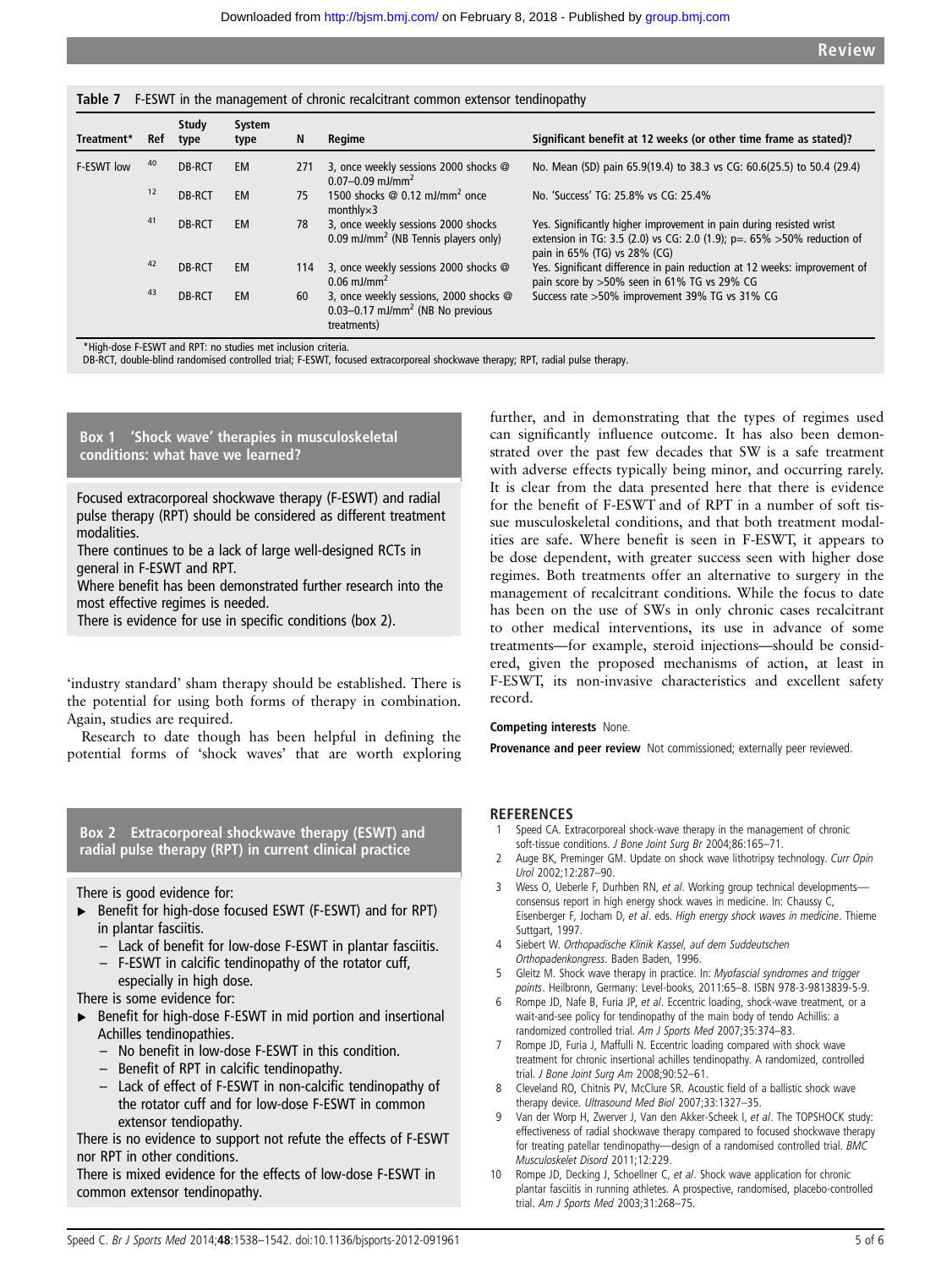**Table 7** F-ESWT in the management of chronic recalcitrant common extensor tendinopathy

| Treatment* | Ref | Study type | System type | N | Regime | Significant benefit at 12 weeks (or other time frame as stated)? |
|---|---|---|---|---|---|---|
| F-ESWT low | 40 | DB-RCT | EM | 271 | 3, once weekly sessions 2000 shocks @ 0.07–0.09 mJ/mm$^2$ | No. Mean (SD) pain 65.9(19.4) to 38.3 vs CG: 60.6(25.5) to 50.4 (29.4) |
| | 12 | DB-RCT | EM | 75 | 1500 shocks @ 0.12 mJ/mm$^2$ once monthly×3 | No. 'Success' TG: 25.8% vs CG: 25.4% |
| | 41 | DB-RCT | EM | 78 | 3, once weekly sessions 2000 shocks 0.09 mJ/mm$^2$ (NB Tennis players only) | Yes. Significantly higher improvement in pain during resisted wrist extension in TG: 3.5 (2.0) vs CG: 2.0 (1.9); p=. 65% >50% reduction of pain in 65% (TG) vs 28% (CG) |
| | 42 | DB-RCT | EM | 114 | 3, once weekly sessions 2000 shocks @ 0.06 mJ/mm$^2$ | Yes. Significant difference in pain reduction at 12 weeks: improvement of pain score by >50% seen in 61% TG vs 29% CG |
| | 43 | DB-RCT | EM | 60 | 3, once weekly sessions, 2000 shocks @ 0.03–0.17 mJ/mm$^2$ (NB No previous treatments) | Success rate >50% improvement 39% TG vs 31% CG |

*High-dose F-ESWT and RPT: no studies met inclusion criteria.
DB-RCT, double-blind randomised controlled trial; F-ESWT, focused extracorporeal shockwave therapy; RPT, radial pulse therapy.

**Box 1 'Shock wave' therapies in musculoskeletal conditions: what have we learned?**

Focused extracorporeal shockwave therapy (F-ESWT) and radial pulse therapy (RPT) should be considered as different treatment modalities.
There continues to be a lack of large well-designed RCTs in general in F-ESWT and RPT.
Where benefit has been demonstrated further research into the most effective regimes is needed.
There is evidence for use in specific conditions (box 2).

'industry standard' sham therapy should be established. There is the potential for using both forms of therapy in combination. Again, studies are required.

Research to date though has been helpful in defining the potential forms of 'shock waves' that are worth exploring further, and in demonstrating that the types of regimes used can significantly influence outcome. It has also been demonstrated over the past few decades that SW is a safe treatment with adverse effects typically being minor, and occurring rarely. It is clear from the data presented here that there is evidence for the benefit of F-ESWT and of RPT in a number of soft tissue musculoskeletal conditions, and that both treatment modalities are safe. Where benefit is seen in F-ESWT, it appears to be dose dependent, with greater success seen with higher dose regimes. Both treatments offer an alternative to surgery in the management of recalcitrant conditions. While the focus to date has been on the use of SWs in only chronic cases recalcitrant to other medical interventions, its use in advance of some treatments—for example, steroid injections—should be considered, given the proposed mechanisms of action, at least in F-ESWT, its non-invasive characteristics and excellent safety record.

**Box 2 Extracorporeal shockwave therapy (ESWT) and radial pulse therapy (RPT) in current clinical practice**

There is good evidence for:

- Benefit for high-dose focused ESWT (F-ESWT) and for RPT) in plantar fasciitis.
  - Lack of benefit for low-dose F-ESWT in plantar fasciitis.
  - F-ESWT in calcific tendinopathy of the rotator cuff, especially in high dose.

There is some evidence for:

- Benefit for high-dose F-ESWT in mid portion and insertional Achilles tendinopathies.
  - No benefit in low-dose F-ESWT in this condition.
  - Benefit of RPT in calcific tendinopathy.
  - Lack of effect of F-ESWT in non-calcific tendinopathy of the rotator cuff and for low-dose F-ESWT in common extensor tendiopathy.

There is no evidence to support not refute the effects of F-ESWT nor RPT in other conditions.
There is mixed evidence for the effects of low-dose F-ESWT in common extensor tendinopathy.

**Competing interests** None.

**Provenance and peer review** Not commissioned; externally peer reviewed.

## REFERENCES

1. Speed CA. Extracorporeal shock-wave therapy in the management of chronic soft-tissue conditions. *J Bone Joint Surg Br* 2004;86:165–71.
2. Auge BK, Preminger GM. Update on shock wave lithotripsy technology. *Curr Opin Urol* 2002;12:287–90.
3. Wess O, Ueberle F, Durhben RN, *et al*. Working group technical developments—consensus report in high energy shock waves in medicine. In: Chaussy C, Eisenberger F, Jocham D, *et al*. eds. *High energy shock waves in medicine*. Thieme Suttgart, 1997.
4. Siebert W. *Orthopadische Klinik Kassel, auf dem Suddeutschen Orthopadenkongress*. Baden Baden, 1996.
5. Gleitz M. Shock wave therapy in practice. In: *Myofascial syndromes and trigger points*. Heilbronn, Germany: Level-books, 2011:65–8. ISBN 978-3-9813839-5-9.
6. Rompe JD, Nafe B, Furia JP, *et al*. Eccentric loading, shock-wave treatment, or a wait-and-see policy for tendinopathy of the main body of tendo Achillis: a randomized controlled trial. *Am J Sports Med* 2007;35:374–83.
7. Rompe JD, Furia J, Maffulli N. Eccentric loading compared with shock wave treatment for chronic insertional achilles tendinopathy. A randomized, controlled trial. *J Bone Joint Surg Am* 2008;90:52–61.
8. Cleveland RO, Chitnis PV, McClure SR. Acoustic field of a ballistic shock wave therapy device. *Ultrasound Med Biol* 2007;33:1327–35.
9. Van der Worp H, Zwerver J, Van den Akker-Scheek I, *et al*. The TOPSHOCK study: effectiveness of radial shockwave therapy compared to focused shockwave therapy for treating patellar tendinopathy—design of a randomised controlled trial. *BMC Musculoskelet Disord* 2011;12:229.
10. Rompe JD, Decking J, Schoellner C, *et al*. Shock wave application for chronic plantar fasciitis in running athletes. A prospective, randomised, placebo-controlled trial. *Am J Sports Med* 2003;31:268–75.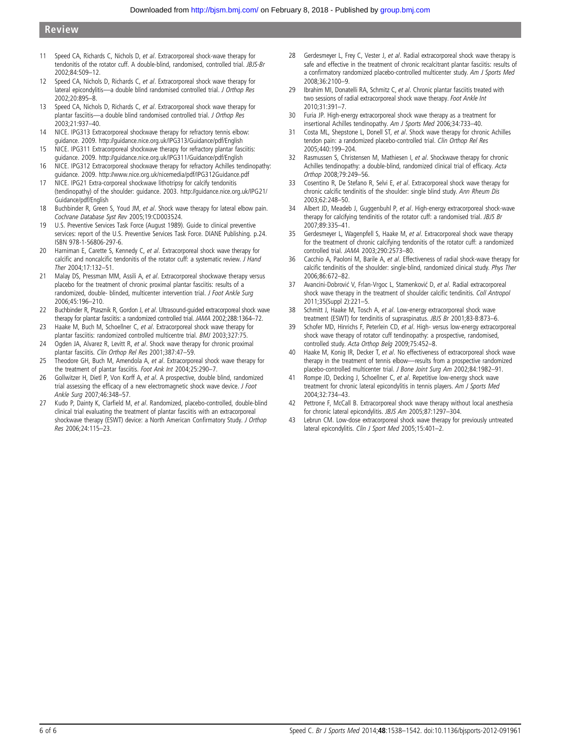11 Speed CA, Richards C, Nichols D, *et al*. Extracorporeal shock-wave therapy for tendonitis of the rotator cuff. A double-blind, randomised, controlled trial. *JBJS-Br* 2002;84:509–12.

12 Speed CA, Nichols D, Richards C, *et al*. Extracorporeal shock wave therapy for lateral epicondylitis—a double blind randomised controlled trial. *J Orthop Res* 2002;20:895–8.

13 Speed CA, Nichols D, Richards C, *et al*. Extracorporeal shock wave therapy for plantar fasciitis—a double blind randomised controlled trial. *J Orthop Res* 2003;21:937–40.

14 NICE. IPG313 Extracorporeal shockwave therapy for refractory tennis elbow: guidance. 2009. http://guidance.nice.org.uk/IPG313/Guidance/pdf/English

15 NICE. IPG311 Extracorporeal shockwave therapy for refractory plantar fasciitis: guidance. 2009. http://guidance.nice.org.uk/IPG311/Guidance/pdf/English

16 NICE. IPG312 Extracorporeal shockwave therapy for refractory Achilles tendinopathy: guidance. 2009. http://www.nice.org.uk/nicemedia/pdf/IPG312Guidance.pdf

17 NICE. IPG21 Extra-corporeal shockwave lithotripsy for calcify tendonitis (tendinopathy) of the shoulder: guidance. 2003. http://guidance.nice.org.uk/IPG21/Guidance/pdf/English

18 Buchbinder R, Green S, Youd JM, *et al*. Shock wave therapy for lateral elbow pain. *Cochrane Database Syst Rev* 2005;19:CD003524.

19 U.S. Preventive Services Task Force (August 1989). Guide to clinical preventive services: report of the U.S. Preventive Services Task Force. DIANE Publishing. p.24. ISBN 978-1-56806-297-6.

20 Harniman E, Carette S, Kennedy C, *et al*. Extracorporeal shock wave therapy for calcific and noncalcific tendonitis of the rotator cuff: a systematic review. *J Hand Ther* 2004;17:132–51.

21 Malay DS, Pressman MM, Assili A, *et al*. Extracorporeal shockwave therapy versus placebo for the treatment of chronic proximal plantar fasciitis: results of a randomized, double- blinded, multicenter intervention trial. *J Foot Ankle Surg* 2006;45:196–210.

22 Buchbinder R, Ptasznik R, Gordon J, *et al*. Ultrasound-guided extracorporeal shock wave therapy for plantar fasciitis: a randomized controlled trial. *JAMA* 2002;288:1364–72.

23 Haake M, Buch M, Schoellner C, *et al*. Extracorporeal shock wave therapy for plantar fasciitis: randomized controlled multicentre trial. *BMJ* 2003;327:75.

24 Ogden JA, Alvarez R, Levitt R, *et al*. Shock wave therapy for chronic proximal plantar fasciitis. *Clin Orthop Rel Res* 2001;387:47–59.

25 Theodore GH, Buch M, Amendola A, *et al*. Extracorporeal shock wave therapy for the treatment of plantar fasciitis. *Foot Ank Int* 2004;25:290–7.

26 Gollwitzer H, Dietl P, Von Korff A, *et al*. A prospective, double blind, randomized trial assessing the efficacy of a new electromagnetic shock wave device. *J Foot Ankle Surg* 2007;46:348–57.

27 Kudo P, Dainty K, Clarfield M, *et al*. Randomized, placebo-controlled, double-blind clinical trial evaluating the treatment of plantar fasciitis with an extracorporeal shockwave therapy (ESWT) device: a North American Confirmatory Study. *J Orthop Res* 2006;24:115–23.

28 Gerdesmeyer L, Frey C, Vester J, *et al*. Radial extracorporeal shock wave therapy is safe and effective in the treatment of chronic recalcitrant plantar fasciitis: results of a confirmatory randomized placebo-controlled multicenter study. *Am J Sports Med* 2008;36:2100–9.

29 Ibrahim MI, Donatelli RA, Schmitz C, *et al*. Chronic plantar fasciitis treated with two sessions of radial extracorporeal shock wave therapy. *Foot Ankle Int* 2010;31:391–7.

30 Furia JP. High-energy extracorporeal shock wave therapy as a treatment for insertional Achilles tendinopathy. *Am J Sports Med* 2006;34:733–40.

31 Costa ML, Shepstone L, Donell ST, *et al*. Shock wave therapy for chronic Achilles tendon pain: a randomized placebo-controlled trial. *Clin Orthop Rel Res* 2005;440:199–204.

32 Rasmussen S, Christensen M, Mathiesen I, *et al*. Shockwave therapy for chronic Achilles tendinopathy: a double-blind, randomized clinical trial of efficacy. *Acta Orthop* 2008;79:249–56.

33 Cosentino R, De Stefano R, Selvi E, *et al*. Extracorporeal shock wave therapy for chronic calcific tendinitis of the shoulder: single blind study. *Ann Rheum Dis* 2003;62:248–50.

34 Albert JD, Meadeb J, Guggenbuhl P, *et al*. High-energy extracorporeal shock-wave therapy for calcifying tendinitis of the rotator cuff: a randomised trial. *JBJS Br* 2007;89:335–41.

35 Gerdesmeyer L, Wagenpfell S, Haake M, *et al*. Extracorporeal shock wave therapy for the treatment of chronic calcifying tendonitis of the rotator cuff: a randomized controlled trial. *JAMA* 2003;290:2573–80.

36 Cacchio A, Paoloni M, Barile A, *et al*. Effectiveness of radial shock-wave therapy for calcific tendinitis of the shoulder: single-blind, randomized clinical study. *Phys Ther* 2006;86:672–82.

37 Avancini-Dobrović V, Frlan-Vrgoc L, Stamenković D, *et al*. Radial extracorporeal shock wave therapy in the treatment of shoulder calcific tendinitis. *Coll Antropol* 2011;35(Suppl 2):221–5.

38 Schmitt J, Haake M, Tosch A, *et al*. Low-energy extracorporeal shock wave treatment (ESWT) for tendinitis of supraspinatus. *JBJS Br* 2001;83-B:873–6.

39 Schofer MD, Hinrichs F, Peterlein CD, *et al*. High- versus low-energy extracorporeal shock wave therapy of rotator cuff tendinopathy: a prospective, randomised, controlled study. *Acta Orthop Belg* 2009;75:452–8.

40 Haake M, Konig IR, Decker T, *et al*. No effectiveness of extracorporeal shock wave therapy in the treatment of tennis elbow—results from a prospective randomized placebo-controlled multicenter trial. *J Bone Joint Surg Am* 2002;84:1982–91.

41 Rompe JD, Decking J, Schoellner C, *et al*. Repetitive low-energy shock wave treatment for chronic lateral epicondylitis in tennis players. *Am J Sports Med* 2004;32:734–43.

42 Pettrone F, McCall B. Extracorporeal shock wave therapy without local anesthesia for chronic lateral epicondylitis. *JBJS Am* 2005;87:1297–304.

43 Lebrun CM. Low-dose extracorporeal shock wave therapy for previously untreated lateral epicondylitis. *Clin J Sport Med* 2005;15:401–2.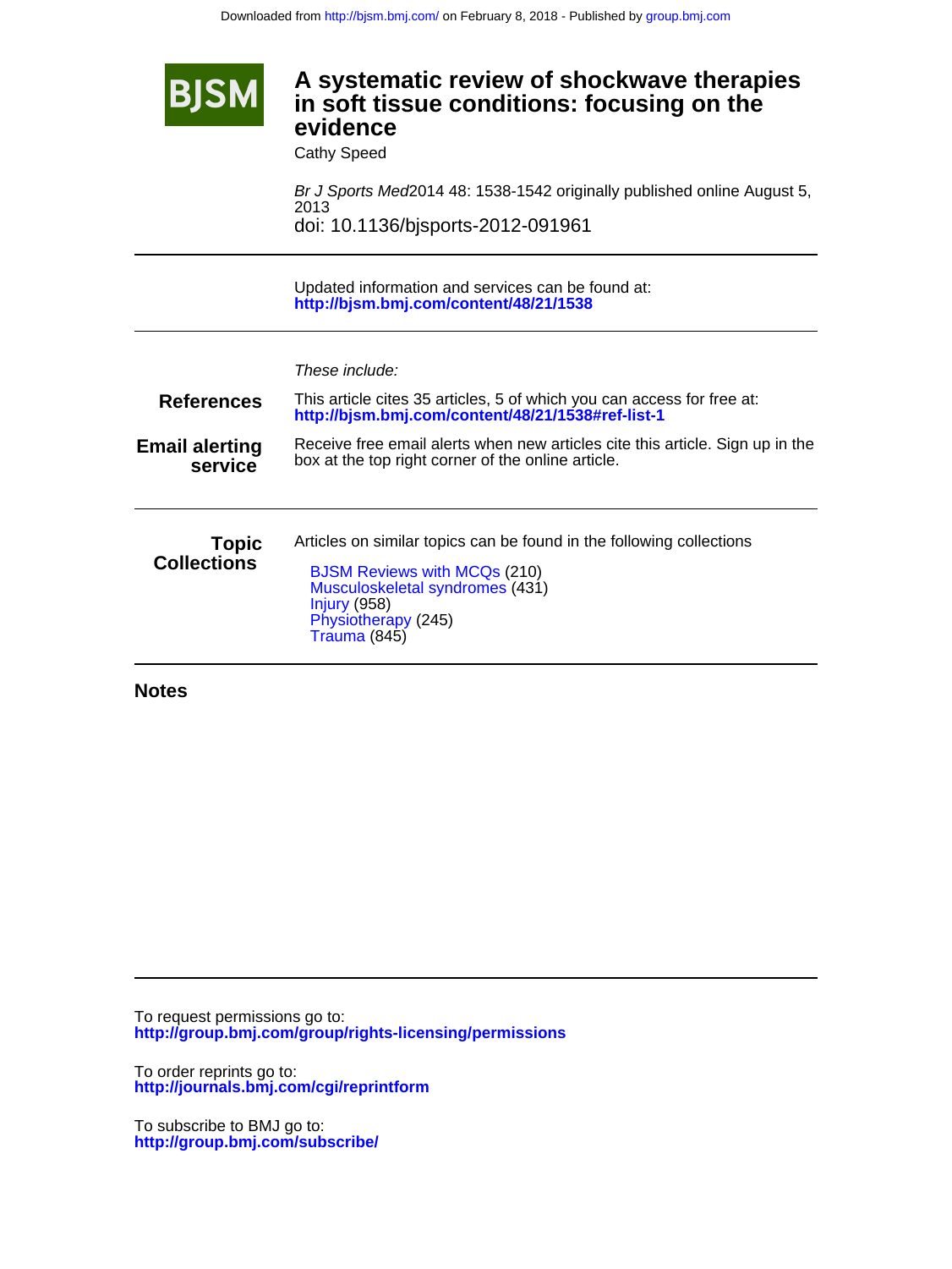Downloaded from http://bjsm.bmj.com/ on February 8, 2018 - Published by group.bmj.com

BJSM

# A systematic review of shockwave therapies in soft tissue conditions: focusing on the evidence

Cathy Speed

*Br J Sports Med*2014 48: 1538-1542 originally published online August 5, 2013

doi: 10.1136/bjsports-2012-091961

---

Updated information and services can be found at:
**http://bjsm.bmj.com/content/48/21/1538**

---

*These include:*

**References**

This article cites 35 articles, 5 of which you can access for free at:
**http://bjsm.bmj.com/content/48/21/1538#ref-list-1**

**Email alerting service**

Receive free email alerts when new articles cite this article. Sign up in the box at the top right corner of the online article.

---

**Topic Collections**

Articles on similar topics can be found in the following collections

- BJSM Reviews with MCQs (210)
- Musculoskeletal syndromes (431)
- Injury (958)
- Physiotherapy (245)
- Trauma (845)

---

## Notes

---

To request permissions go to:
**http://group.bmj.com/group/rights-licensing/permissions**

To order reprints go to:
**http://journals.bmj.com/cgi/reprintform**

To subscribe to BMJ go to:
**http://group.bmj.com/subscribe/**